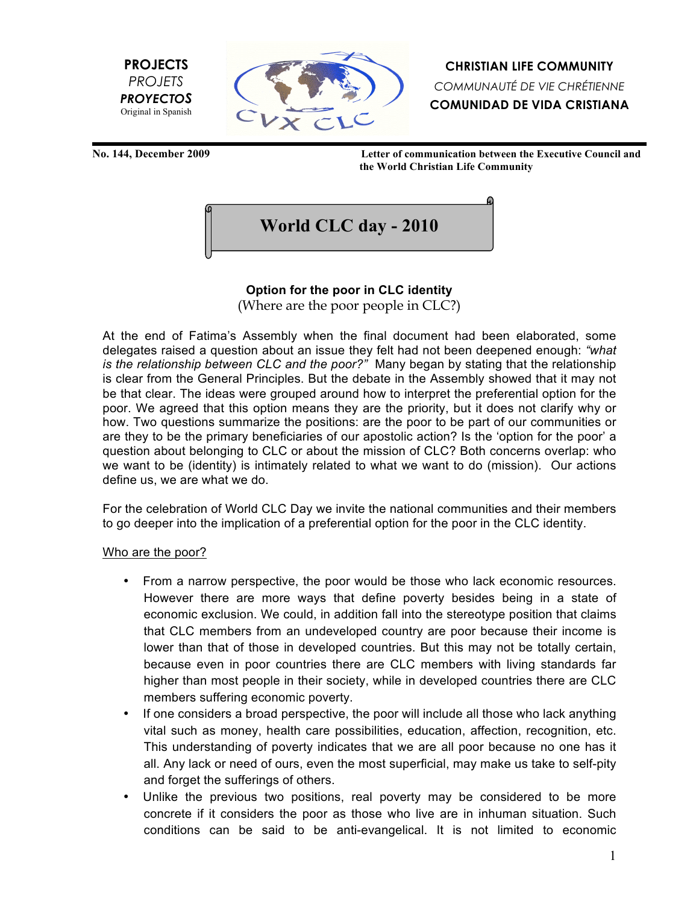**PROJECTS**
*PROJETS*
***PROYECTOS***
Original in Spanish

**CHRISTIAN LIFE COMMUNITY**
*COMMUNAUTÉ DE VIE CHRÉTIENNE*
**COMUNIDAD DE VIDA CRISTIANA**

**No. 144, December 2009**

**Letter of communication between the Executive Council and the World Christian Life Community**

# World CLC day - 2010

## Option for the poor in CLC identity

(Where are the poor people in CLC?)

At the end of Fatima's Assembly when the final document had been elaborated, some delegates raised a question about an issue they felt had not been deepened enough: *"what is the relationship between CLC and the poor?"* Many began by stating that the relationship is clear from the General Principles. But the debate in the Assembly showed that it may not be that clear. The ideas were grouped around how to interpret the preferential option for the poor. We agreed that this option means they are the priority, but it does not clarify why or how. Two questions summarize the positions: are the poor to be part of our communities or are they to be the primary beneficiaries of our apostolic action? Is the 'option for the poor' a question about belonging to CLC or about the mission of CLC? Both concerns overlap: who we want to be (identity) is intimately related to what we want to do (mission). Our actions define us, we are what we do.

For the celebration of World CLC Day we invite the national communities and their members to go deeper into the implication of a preferential option for the poor in the CLC identity.

<u>Who are the poor?</u>

- From a narrow perspective, the poor would be those who lack economic resources. However there are more ways that define poverty besides being in a state of economic exclusion. We could, in addition fall into the stereotype position that claims that CLC members from an undeveloped country are poor because their income is lower than that of those in developed countries. But this may not be totally certain, because even in poor countries there are CLC members with living standards far higher than most people in their society, while in developed countries there are CLC members suffering economic poverty.
- If one considers a broad perspective, the poor will include all those who lack anything vital such as money, health care possibilities, education, affection, recognition, etc. This understanding of poverty indicates that we are all poor because no one has it all. Any lack or need of ours, even the most superficial, may make us take to self-pity and forget the sufferings of others.
- Unlike the previous two positions, real poverty may be considered to be more concrete if it considers the poor as those who live are in inhuman situation. Such conditions can be said to be anti-evangelical. It is not limited to economic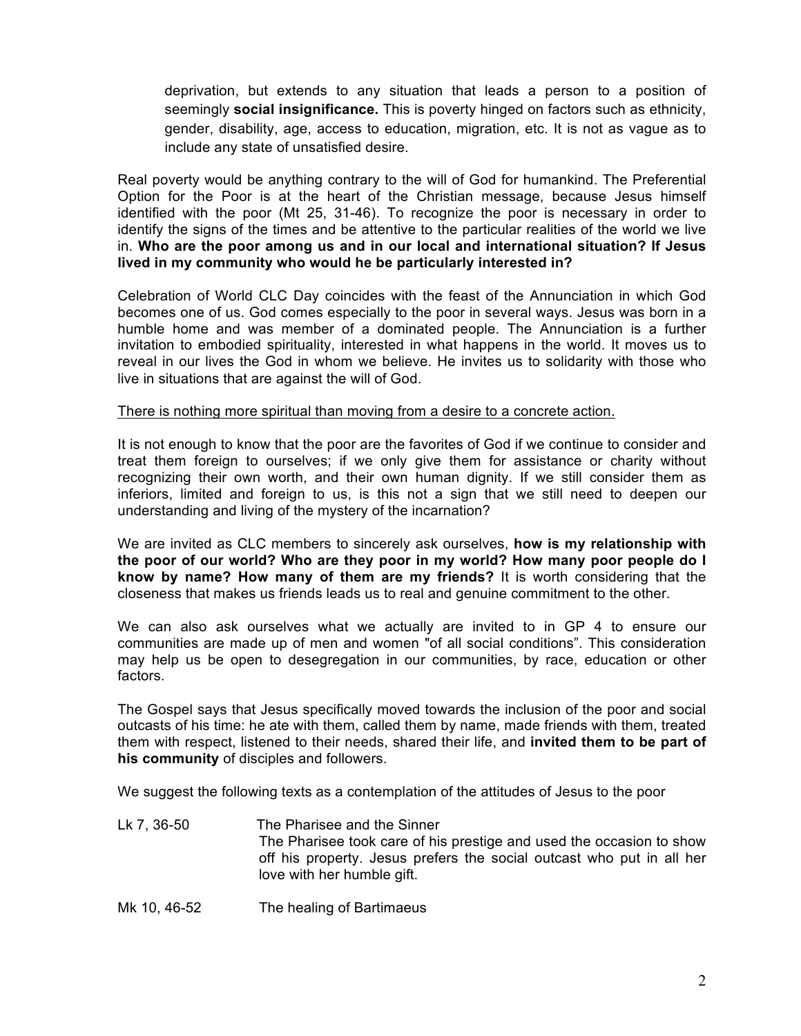deprivation, but extends to any situation that leads a person to a position of seemingly **social insignificance.** This is poverty hinged on factors such as ethnicity, gender, disability, age, access to education, migration, etc. It is not as vague as to include any state of unsatisfied desire.

Real poverty would be anything contrary to the will of God for humankind. The Preferential Option for the Poor is at the heart of the Christian message, because Jesus himself identified with the poor (Mt 25, 31-46). To recognize the poor is necessary in order to identify the signs of the times and be attentive to the particular realities of the world we live in. **Who are the poor among us and in our local and international situation? If Jesus lived in my community who would he be particularly interested in?**

Celebration of World CLC Day coincides with the feast of the Annunciation in which God becomes one of us. God comes especially to the poor in several ways. Jesus was born in a humble home and was member of a dominated people. The Annunciation is a further invitation to embodied spirituality, interested in what happens in the world. It moves us to reveal in our lives the God in whom we believe. He invites us to solidarity with those who live in situations that are against the will of God.

<u>There is nothing more spiritual than moving from a desire to a concrete action.</u>

It is not enough to know that the poor are the favorites of God if we continue to consider and treat them foreign to ourselves; if we only give them for assistance or charity without recognizing their own worth, and their own human dignity. If we still consider them as inferiors, limited and foreign to us, is this not a sign that we still need to deepen our understanding and living of the mystery of the incarnation?

We are invited as CLC members to sincerely ask ourselves, **how is my relationship with the poor of our world? Who are they poor in my world? How many poor people do I know by name? How many of them are my friends?** It is worth considering that the closeness that makes us friends leads us to real and genuine commitment to the other.

We can also ask ourselves what we actually are invited to in GP 4 to ensure our communities are made up of men and women "of all social conditions". This consideration may help us be open to desegregation in our communities, by race, education or other factors.

The Gospel says that Jesus specifically moved towards the inclusion of the poor and social outcasts of his time: he ate with them, called them by name, made friends with them, treated them with respect, listened to their needs, shared their life, and **invited them to be part of his community** of disciples and followers.

We suggest the following texts as a contemplation of the attitudes of Jesus to the poor

Lk 7, 36-50 — The Pharisee and the Sinner
The Pharisee took care of his prestige and used the occasion to show off his property. Jesus prefers the social outcast who put in all her love with her humble gift.

Mk 10, 46-52 — The healing of Bartimaeus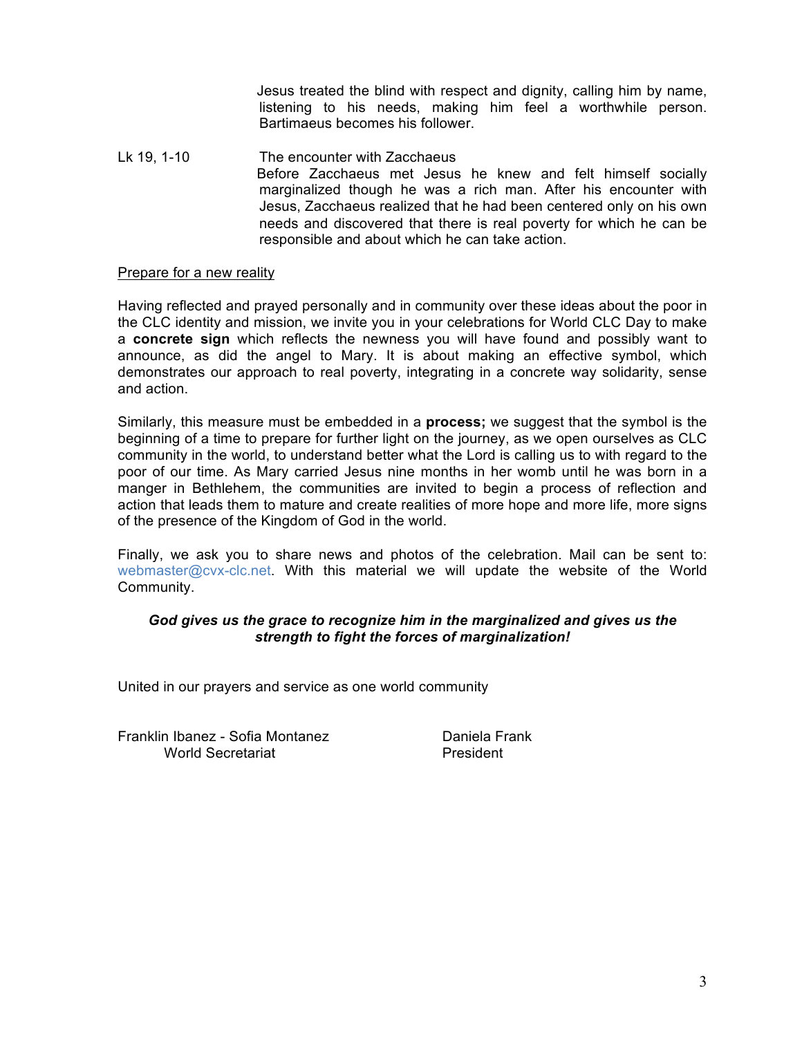Jesus treated the blind with respect and dignity, calling him by name, listening to his needs, making him feel a worthwhile person. Bartimaeus becomes his follower.

Lk 19, 1-10 The encounter with Zacchaeus

Before Zacchaeus met Jesus he knew and felt himself socially marginalized though he was a rich man. After his encounter with Jesus, Zacchaeus realized that he had been centered only on his own needs and discovered that there is real poverty for which he can be responsible and about which he can take action.

<u>Prepare for a new reality</u>

Having reflected and prayed personally and in community over these ideas about the poor in the CLC identity and mission, we invite you in your celebrations for World CLC Day to make a **concrete sign** which reflects the newness you will have found and possibly want to announce, as did the angel to Mary. It is about making an effective symbol, which demonstrates our approach to real poverty, integrating in a concrete way solidarity, sense and action.

Similarly, this measure must be embedded in a **process;** we suggest that the symbol is the beginning of a time to prepare for further light on the journey, as we open ourselves as CLC community in the world, to understand better what the Lord is calling us to with regard to the poor of our time. As Mary carried Jesus nine months in her womb until he was born in a manger in Bethlehem, the communities are invited to begin a process of reflection and action that leads them to mature and create realities of more hope and more life, more signs of the presence of the Kingdom of God in the world.

Finally, we ask you to share news and photos of the celebration. Mail can be sent to: webmaster@cvx-clc.net. With this material we will update the website of the World Community.

***God gives us the grace to recognize him in the marginalized and gives us the strength to fight the forces of marginalization!***

United in our prayers and service as one world community

Franklin Ibanez - Sofia Montanez
World Secretariat

Daniela Frank
President